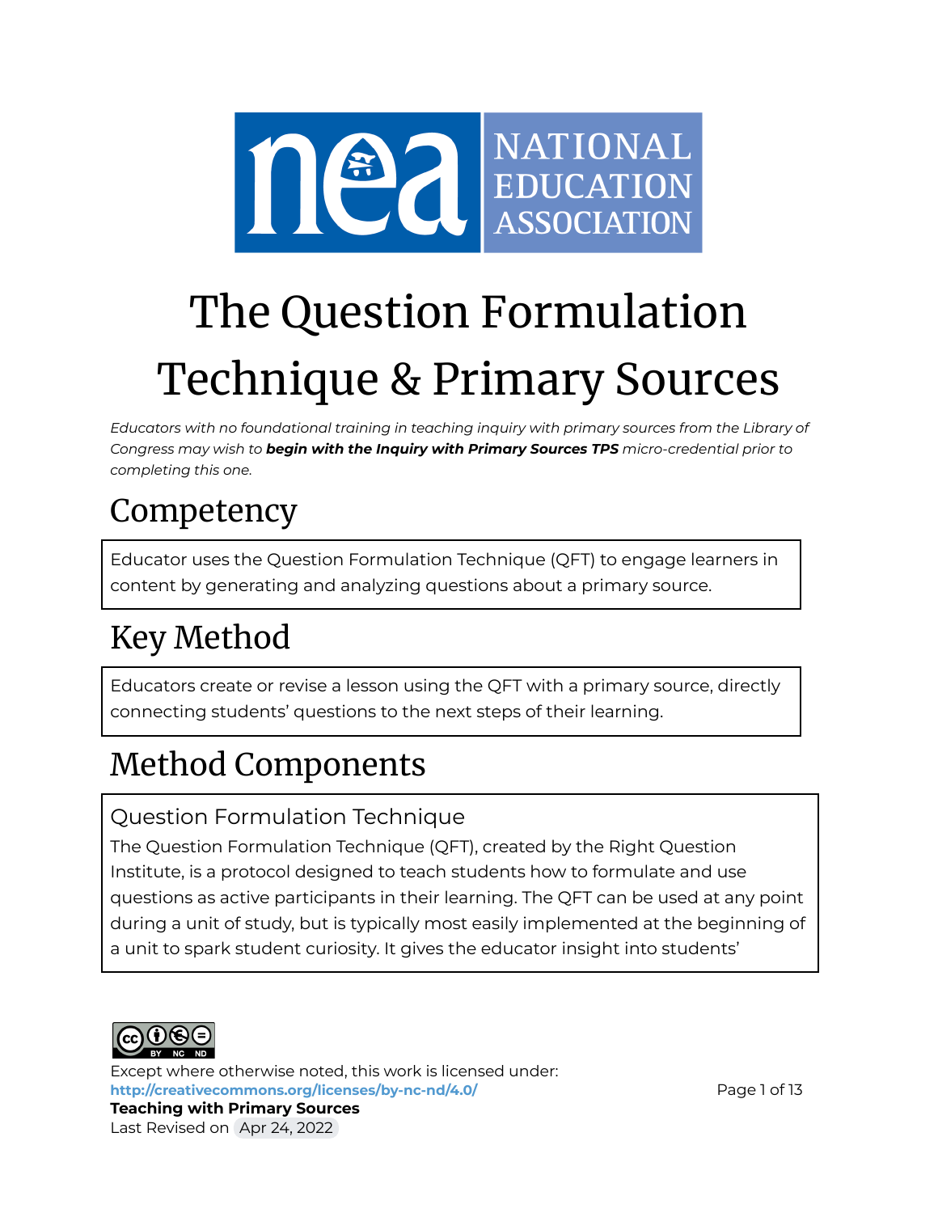# The Question Formulation Technique & Primary Sources

*Educators with no foundational training in teaching inquiry with primary sources from the Library of Congress may wish to **begin with the Inquiry with Primary Sources TPS** micro-credential prior to completing this one.*

## Competency

Educator uses the Question Formulation Technique (QFT) to engage learners in content by generating and analyzing questions about a primary source.

## Key Method

Educators create or revise a lesson using the QFT with a primary source, directly connecting students' questions to the next steps of their learning.

## Method Components

### Question Formulation Technique

The Question Formulation Technique (QFT), created by the Right Question Institute, is a protocol designed to teach students how to formulate and use questions as active participants in their learning. The QFT can be used at any point during a unit of study, but is typically most easily implemented at the beginning of a unit to spark student curiosity. It gives the educator insight into students'

Except where otherwise noted, this work is licensed under:
**http://creativecommons.org/licenses/by-nc-nd/4.0/**
**Teaching with Primary Sources**
Last Revised on Apr 24, 2022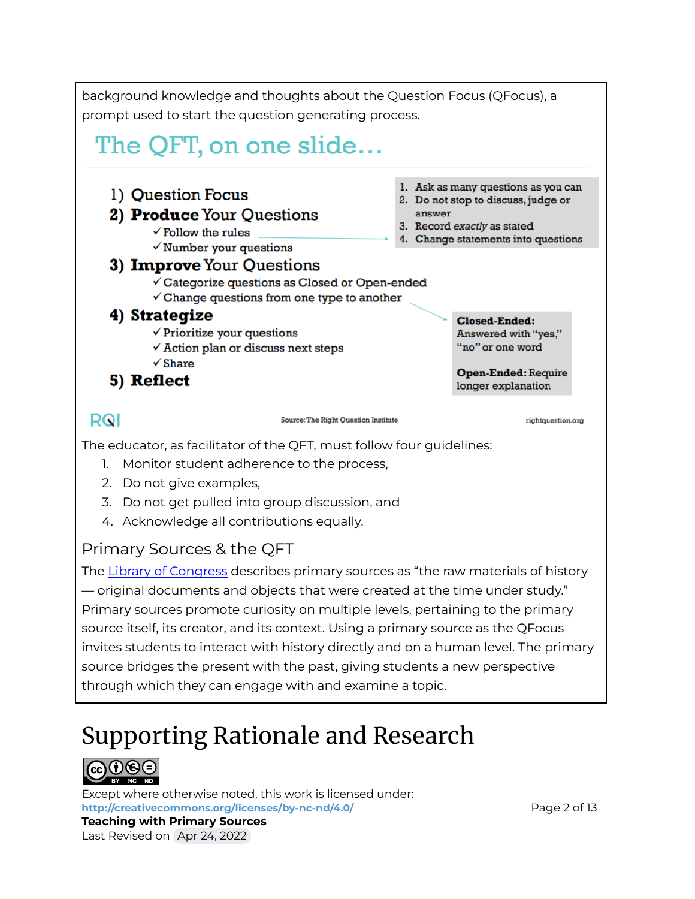background knowledge and thoughts about the Question Focus (QFocus), a prompt used to start the question generating process.

## The QFT, on one slide…

1) Question Focus
2) **Produce** Your Questions
   - ✓Follow the rules
   - ✓Number your questions
3) **Improve** Your Questions
   - ✓Categorize questions as Closed or Open-ended
   - ✓Change questions from one type to another
4) **Strategize**
   - ✓Prioritize your questions
   - ✓Action plan or discuss next steps
   - ✓Share
5) **Reflect**

1. Ask as many questions as you can
2. Do not stop to discuss, judge or answer
3. Record *exactly* as stated
4. Change statements into questions

**Closed-Ended:** Answered with "yes," "no" or one word

**Open-Ended:** Require longer explanation

RQI Source: The Right Question Institute rightquestion.org

The educator, as facilitator of the QFT, must follow four guidelines:

1. Monitor student adherence to the process,
2. Do not give examples,
3. Do not get pulled into group discussion, and
4. Acknowledge all contributions equally.

### Primary Sources & the QFT

The Library of Congress describes primary sources as "the raw materials of history — original documents and objects that were created at the time under study." Primary sources promote curiosity on multiple levels, pertaining to the primary source itself, its creator, and its context. Using a primary source as the QFocus invites students to interact with history directly and on a human level. The primary source bridges the present with the past, giving students a new perspective through which they can engage with and examine a topic.

# Supporting Rationale and Research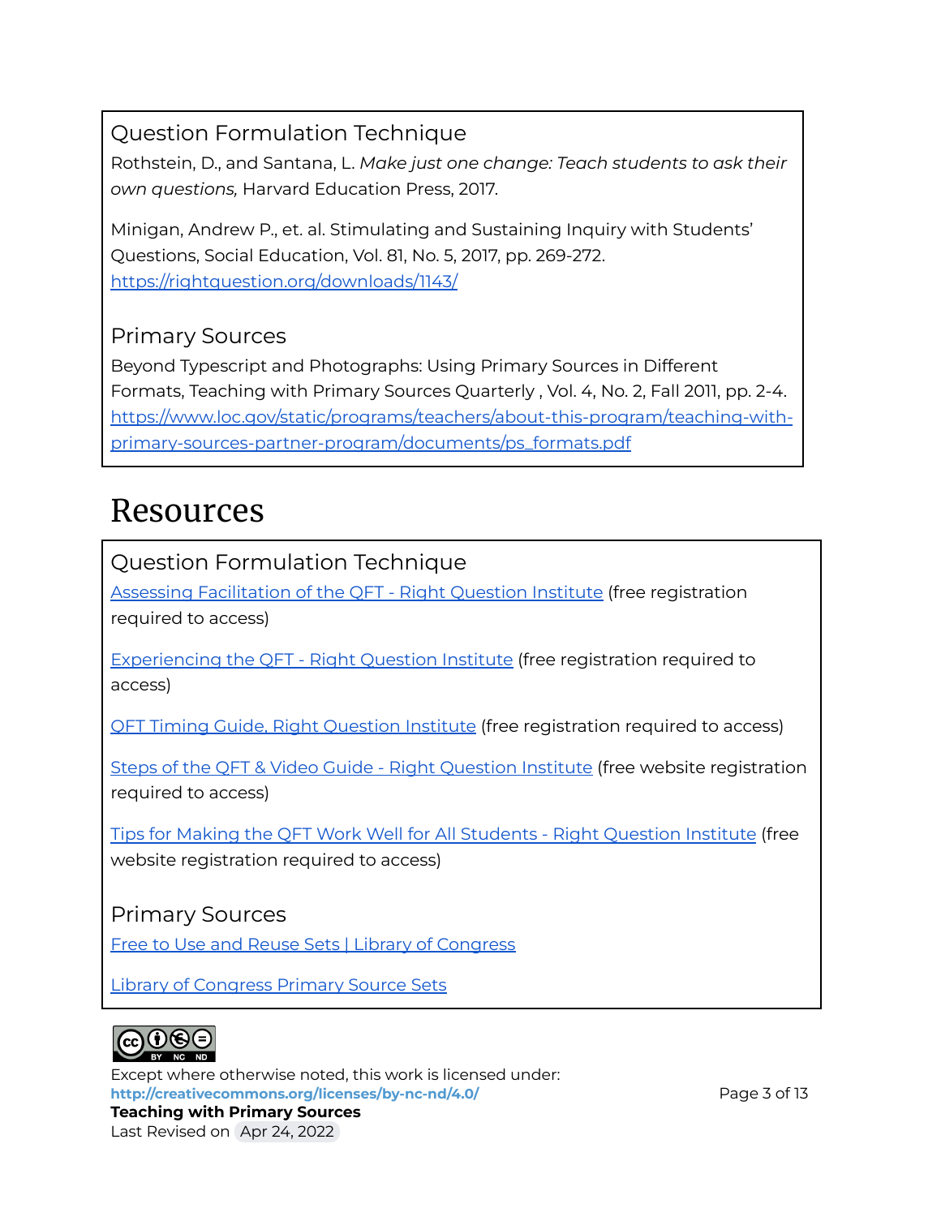### Question Formulation Technique

Rothstein, D., and Santana, L. *Make just one change: Teach students to ask their own questions,* Harvard Education Press, 2017.

Minigan, Andrew P., et. al. Stimulating and Sustaining Inquiry with Students' Questions, Social Education, Vol. 81, No. 5, 2017, pp. 269-272. https://rightquestion.org/downloads/1143/

### Primary Sources

Beyond Typescript and Photographs: Using Primary Sources in Different Formats, Teaching with Primary Sources Quarterly , Vol. 4, No. 2, Fall 2011, pp. 2-4. https://www.loc.gov/static/programs/teachers/about-this-program/teaching-with-primary-sources-partner-program/documents/ps_formats.pdf

# Resources

### Question Formulation Technique

Assessing Facilitation of the QFT - Right Question Institute (free registration required to access)

Experiencing the QFT - Right Question Institute (free registration required to access)

QFT Timing Guide, Right Question Institute (free registration required to access)

Steps of the QFT & Video Guide - Right Question Institute (free website registration required to access)

Tips for Making the QFT Work Well for All Students - Right Question Institute (free website registration required to access)

### Primary Sources

Free to Use and Reuse Sets | Library of Congress

Library of Congress Primary Source Sets

Except where otherwise noted, this work is licensed under:
**http://creativecommons.org/licenses/by-nc-nd/4.0/**
**Teaching with Primary Sources**
Last Revised on Apr 24, 2022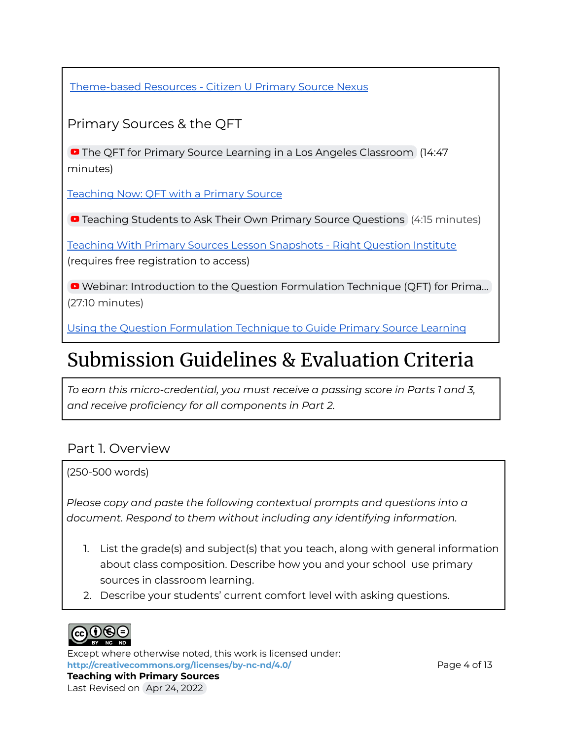[Theme-based Resources - Citizen U Primary Source Nexus]

### Primary Sources & the QFT

The QFT for Primary Source Learning in a Los Angeles Classroom (14:47 minutes)

[Teaching Now: QFT with a Primary Source]

Teaching Students to Ask Their Own Primary Source Questions (4:15 minutes)

[Teaching With Primary Sources Lesson Snapshots - Right Question Institute] (requires free registration to access)

Webinar: Introduction to the Question Formulation Technique (QFT) for Prima... (27:10 minutes)

[Using the Question Formulation Technique to Guide Primary Source Learning]

# Submission Guidelines & Evaluation Criteria

*To earn this micro-credential, you must receive a passing score in Parts 1 and 3, and receive proficiency for all components in Part 2.*

## Part 1. Overview

(250-500 words)

*Please copy and paste the following contextual prompts and questions into a document. Respond to them without including any identifying information.*

1. List the grade(s) and subject(s) that you teach, along with general information about class composition. Describe how you and your school use primary sources in classroom learning.
2. Describe your students' current comfort level with asking questions.

Except where otherwise noted, this work is licensed under: http://creativecommons.org/licenses/by-nc-nd/4.0/
**Teaching with Primary Sources**
Last Revised on Apr 24, 2022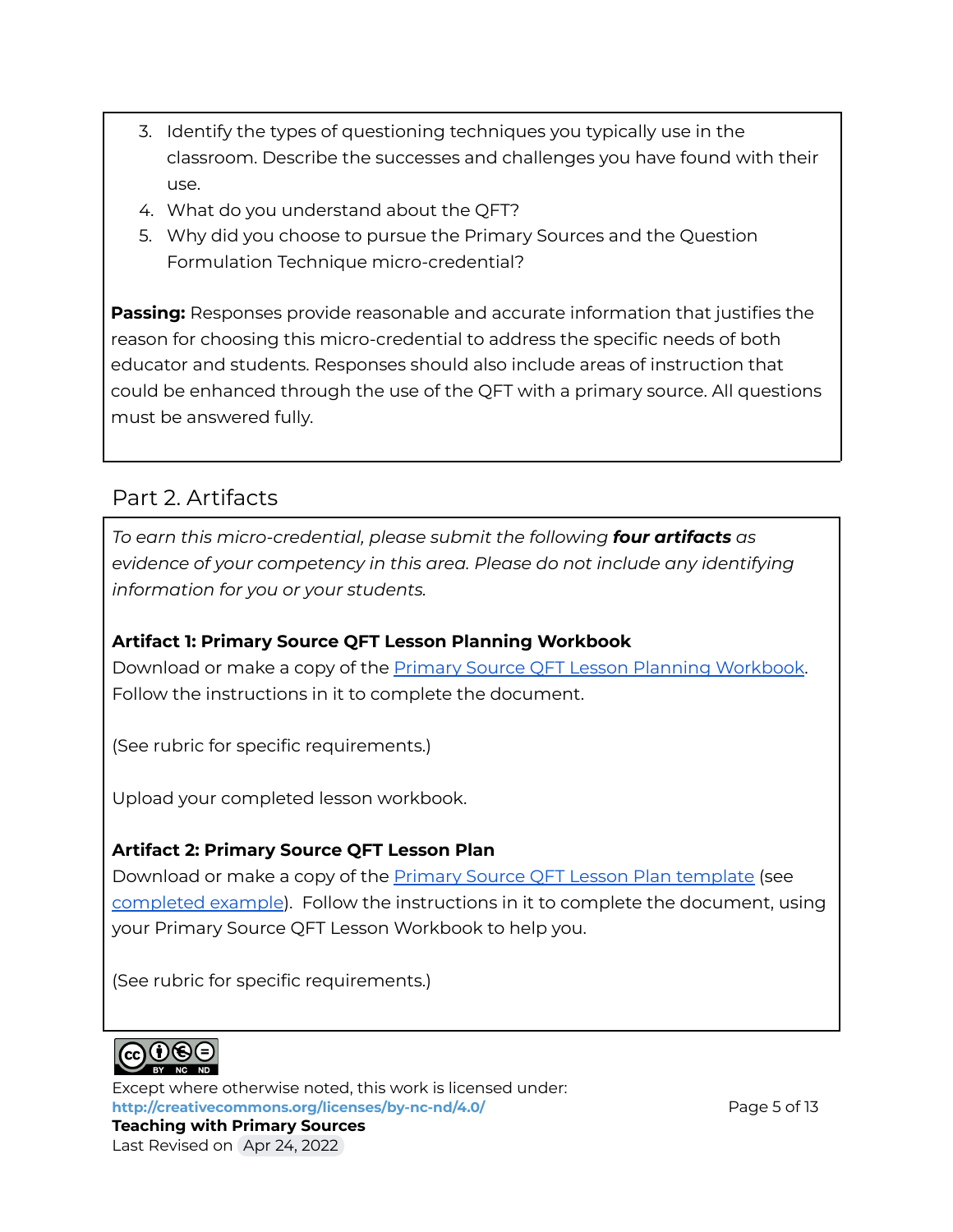3. Identify the types of questioning techniques you typically use in the classroom. Describe the successes and challenges you have found with their use.
4. What do you understand about the QFT?
5. Why did you choose to pursue the Primary Sources and the Question Formulation Technique micro-credential?

**Passing:** Responses provide reasonable and accurate information that justifies the reason for choosing this micro-credential to address the specific needs of both educator and students. Responses should also include areas of instruction that could be enhanced through the use of the QFT with a primary source. All questions must be answered fully.

## Part 2. Artifacts

*To earn this micro-credential, please submit the following* ***four artifacts*** *as evidence of your competency in this area. Please do not include any identifying information for you or your students.*

**Artifact 1: Primary Source QFT Lesson Planning Workbook**

Download or make a copy of the Primary Source QFT Lesson Planning Workbook. Follow the instructions in it to complete the document.

(See rubric for specific requirements.)

Upload your completed lesson workbook.

**Artifact 2: Primary Source QFT Lesson Plan**

Download or make a copy of the Primary Source QFT Lesson Plan template (see completed example). Follow the instructions in it to complete the document, using your Primary Source QFT Lesson Workbook to help you.

(See rubric for specific requirements.)

Except where otherwise noted, this work is licensed under:
**http://creativecommons.org/licenses/by-nc-nd/4.0/**
**Teaching with Primary Sources**
Last Revised on Apr 24, 2022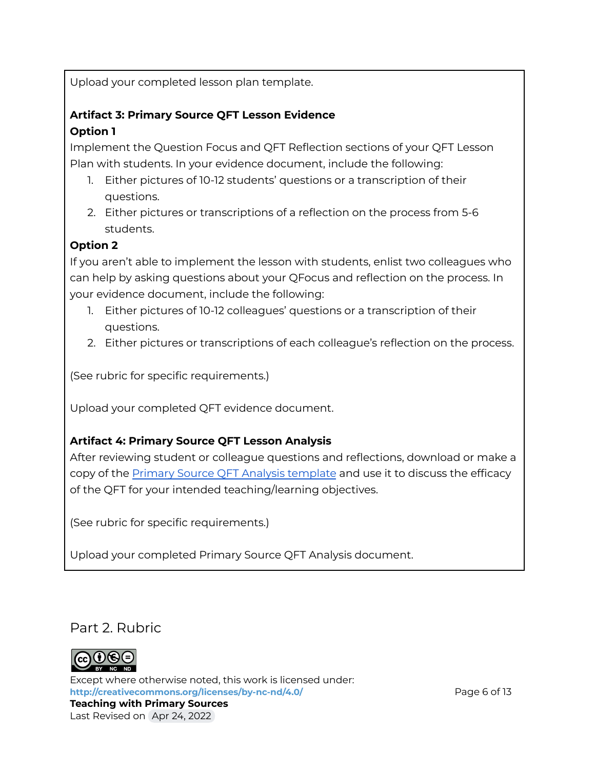Upload your completed lesson plan template.

**Artifact 3: Primary Source QFT Lesson Evidence**

**Option 1**

Implement the Question Focus and QFT Reflection sections of your QFT Lesson Plan with students. In your evidence document, include the following:

1. Either pictures of 10-12 students' questions or a transcription of their questions.
2. Either pictures or transcriptions of a reflection on the process from 5-6 students.

**Option 2**

If you aren't able to implement the lesson with students, enlist two colleagues who can help by asking questions about your QFocus and reflection on the process. In your evidence document, include the following:

1. Either pictures of 10-12 colleagues' questions or a transcription of their questions.
2. Either pictures or transcriptions of each colleague's reflection on the process.

(See rubric for specific requirements.)

Upload your completed QFT evidence document.

**Artifact 4: Primary Source QFT Lesson Analysis**

After reviewing student or colleague questions and reflections, download or make a copy of the Primary Source QFT Analysis template and use it to discuss the efficacy of the QFT for your intended teaching/learning objectives.

(See rubric for specific requirements.)

Upload your completed Primary Source QFT Analysis document.

## Part 2. Rubric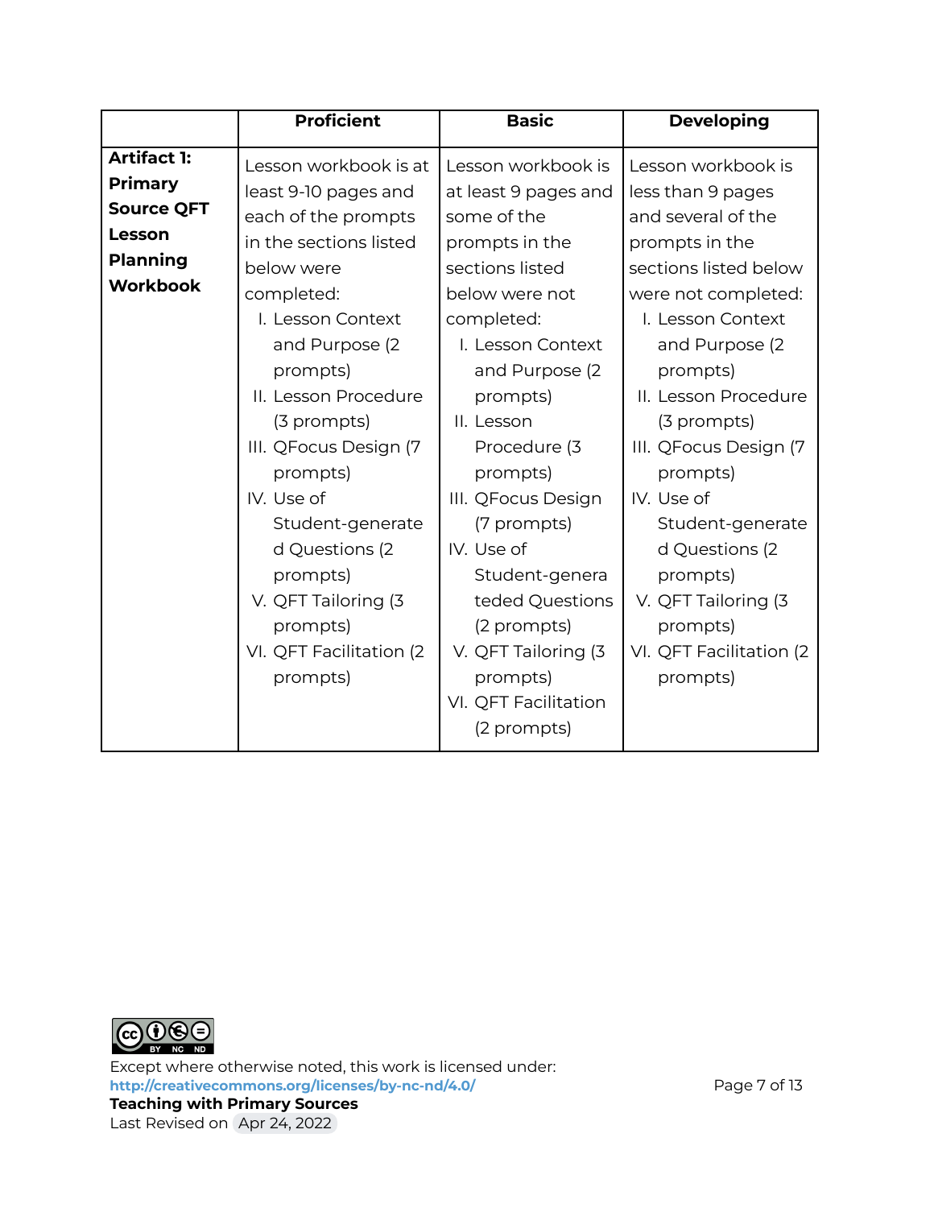| | **Proficient** | **Basic** | **Developing** |
|---|---|---|---|
| **Artifact 1: Primary Source QFT Lesson Planning Workbook** | Lesson workbook is at least 9-10 pages and each of the prompts in the sections listed below were completed:<br>I. Lesson Context and Purpose (2 prompts)<br>II. Lesson Procedure (3 prompts)<br>III. QFocus Design (7 prompts)<br>IV. Use of Student-generated Questions (2 prompts)<br>V. QFT Tailoring (3 prompts)<br>VI. QFT Facilitation (2 prompts) | Lesson workbook is at least 9 pages and some of the prompts in the sections listed below were not completed:<br>I. Lesson Context and Purpose (2 prompts)<br>II. Lesson Procedure (3 prompts)<br>III. QFocus Design (7 prompts)<br>IV. Use of Student-genera teded Questions (2 prompts)<br>V. QFT Tailoring (3 prompts)<br>VI. QFT Facilitation (2 prompts) | Lesson workbook is less than 9 pages and several of the prompts in the sections listed below were not completed:<br>I. Lesson Context and Purpose (2 prompts)<br>II. Lesson Procedure (3 prompts)<br>III. QFocus Design (7 prompts)<br>IV. Use of Student-generated Questions (2 prompts)<br>V. QFT Tailoring (3 prompts)<br>VI. QFT Facilitation (2 prompts) |

Except where otherwise noted, this work is licensed under:
http://creativecommons.org/licenses/by-nc-nd/4.0/
**Teaching with Primary Sources**
Last Revised on Apr 24, 2022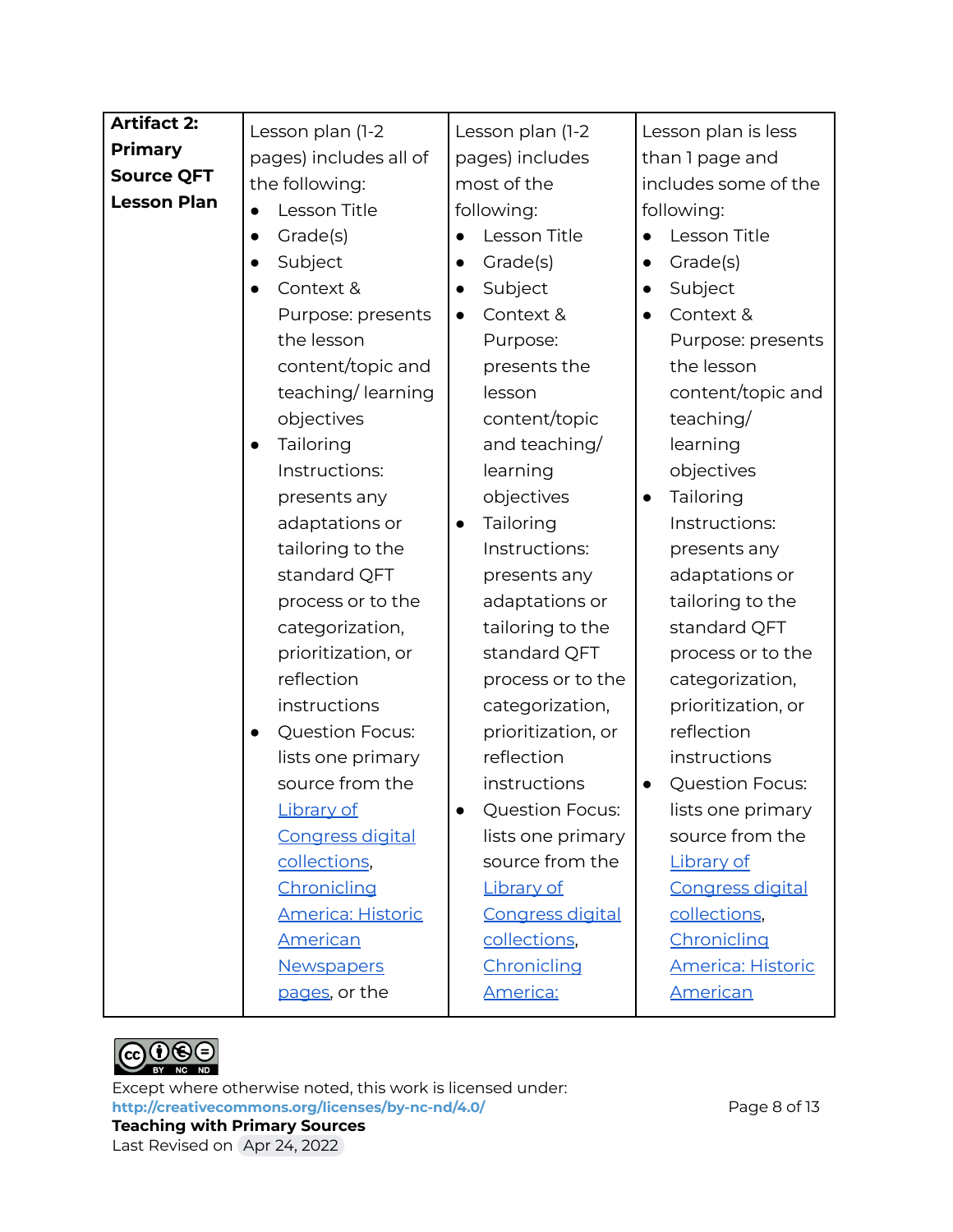| **Artifact 2: Primary Source QFT Lesson Plan** | Lesson plan (1-2 pages) includes all of the following:<br>• Lesson Title<br>• Grade(s)<br>• Subject<br>• Context & Purpose: presents the lesson content/topic and teaching/ learning objectives<br>• Tailoring Instructions: presents any adaptations or tailoring to the standard QFT process or to the categorization, prioritization, or reflection instructions<br>• Question Focus: lists one primary source from the Library of Congress digital collections, Chronicling America: Historic American Newspapers pages, or the | Lesson plan (1-2 pages) includes most of the following:<br>• Lesson Title<br>• Grade(s)<br>• Subject<br>• Context & Purpose: presents the lesson content/topic and teaching/ learning objectives<br>• Tailoring Instructions: presents any adaptations or tailoring to the standard QFT process or to the categorization, prioritization, or reflection instructions<br>• Question Focus: lists one primary source from the Library of Congress digital collections, Chronicling America: | Lesson plan is less than 1 page and includes some of the following:<br>• Lesson Title<br>• Grade(s)<br>• Subject<br>• Context & Purpose: presents the lesson content/topic and teaching/ learning objectives<br>• Tailoring Instructions: presents any adaptations or tailoring to the standard QFT process or to the categorization, prioritization, or reflection instructions<br>• Question Focus: lists one primary source from the Library of Congress digital collections, Chronicling America: Historic American |
|---|---|---|---|

Except where otherwise noted, this work is licensed under:
http://creativecommons.org/licenses/by-nc-nd/4.0/
**Teaching with Primary Sources**
Last Revised on Apr 24, 2022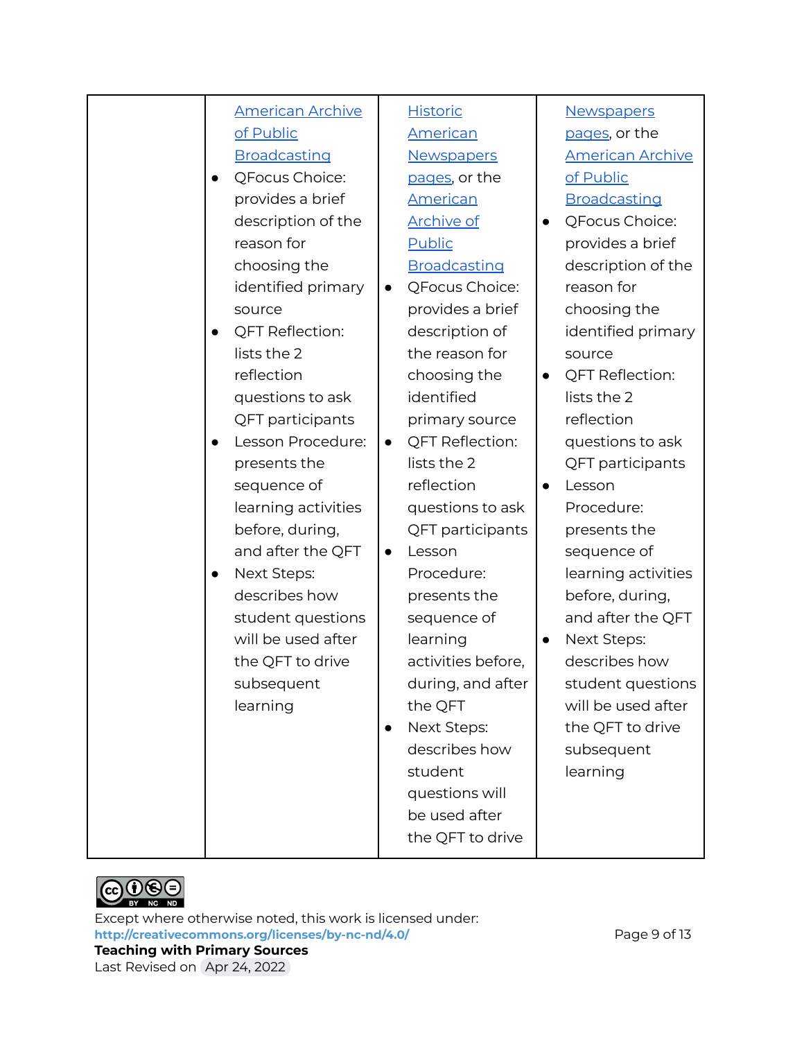|  |  |  |  |
| --- | --- | --- | --- |
|  | American Archive of Public Broadcasting<br>• QFocus Choice: provides a brief description of the reason for choosing the identified primary source<br>• QFT Reflection: lists the 2 reflection questions to ask QFT participants<br>• Lesson Procedure: presents the sequence of learning activities before, during, and after the QFT<br>• Next Steps: describes how student questions will be used after the QFT to drive subsequent learning | Historic American Newspapers pages, or the American Archive of Public Broadcasting<br>• QFocus Choice: provides a brief description of the reason for choosing the identified primary source<br>• QFT Reflection: lists the 2 reflection questions to ask QFT participants<br>• Lesson Procedure: presents the sequence of learning activities before, during, and after the QFT<br>• Next Steps: describes how student questions will be used after the QFT to drive | Newspapers pages, or the American Archive of Public Broadcasting<br>• QFocus Choice: provides a brief description of the reason for choosing the identified primary source<br>• QFT Reflection: lists the 2 reflection questions to ask QFT participants<br>• Lesson Procedure: presents the sequence of learning activities before, during, and after the QFT<br>• Next Steps: describes how student questions will be used after the QFT to drive subsequent learning |

Except where otherwise noted, this work is licensed under:
http://creativecommons.org/licenses/by-nc-nd/4.0/
**Teaching with Primary Sources**
Last Revised on Apr 24, 2022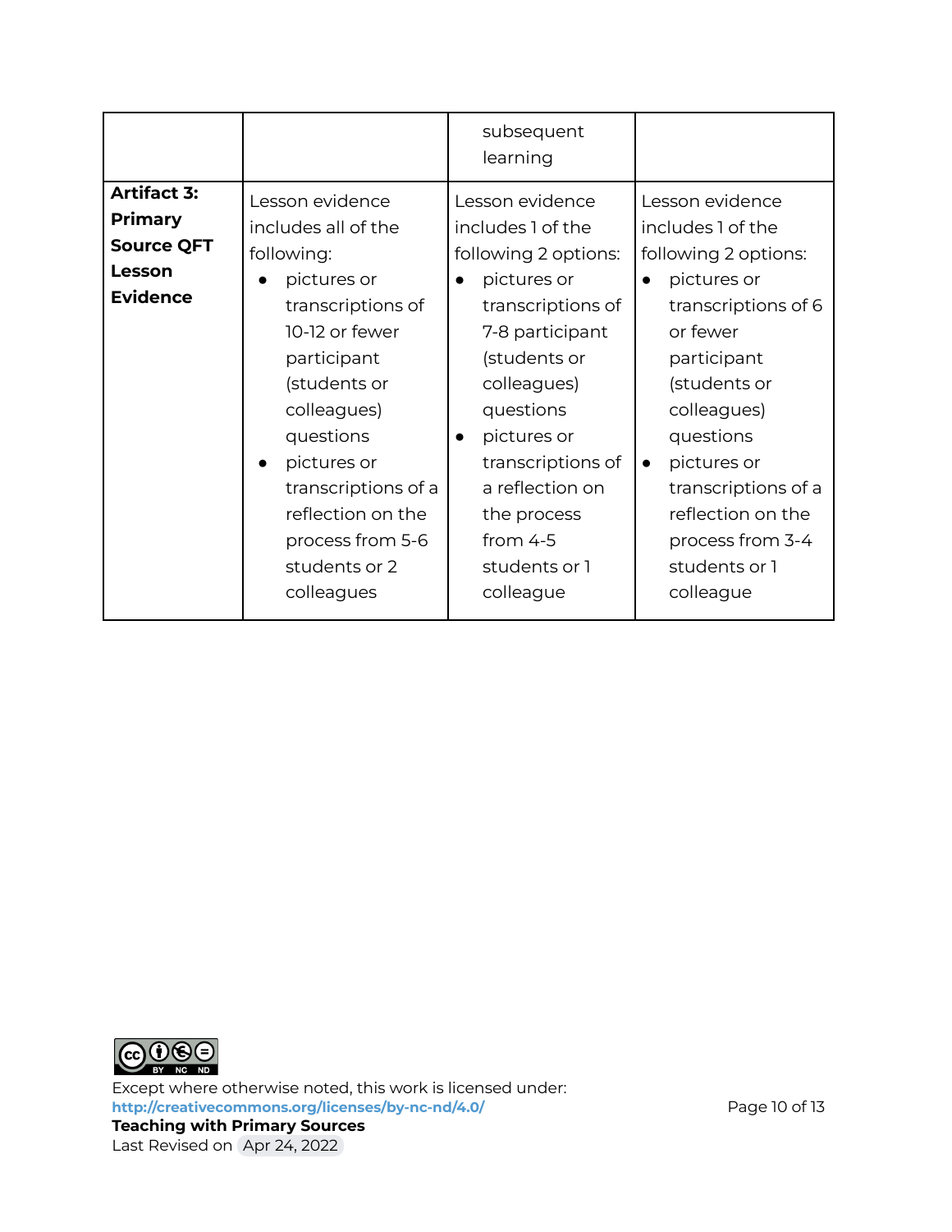| | | | |
|---|---|---|---|
| | | subsequent learning | |
| **Artifact 3: Primary Source QFT Lesson Evidence** | Lesson evidence includes all of the following:<br>• pictures or transcriptions of 10-12 or fewer participant (students or colleagues) questions<br>• pictures or transcriptions of a reflection on the process from 5-6 students or 2 colleagues | Lesson evidence includes 1 of the following 2 options:<br>• pictures or transcriptions of 7-8 participant (students or colleagues) questions<br>• pictures or transcriptions of a reflection on the process from 4-5 students or 1 colleague | Lesson evidence includes 1 of the following 2 options:<br>• pictures or transcriptions of 6 or fewer participant (students or colleagues) questions<br>• pictures or transcriptions of a reflection on the process from 3-4 students or 1 colleague |

Except where otherwise noted, this work is licensed under:
**http://creativecommons.org/licenses/by-nc-nd/4.0/**
**Teaching with Primary Sources**
Last Revised on Apr 24, 2022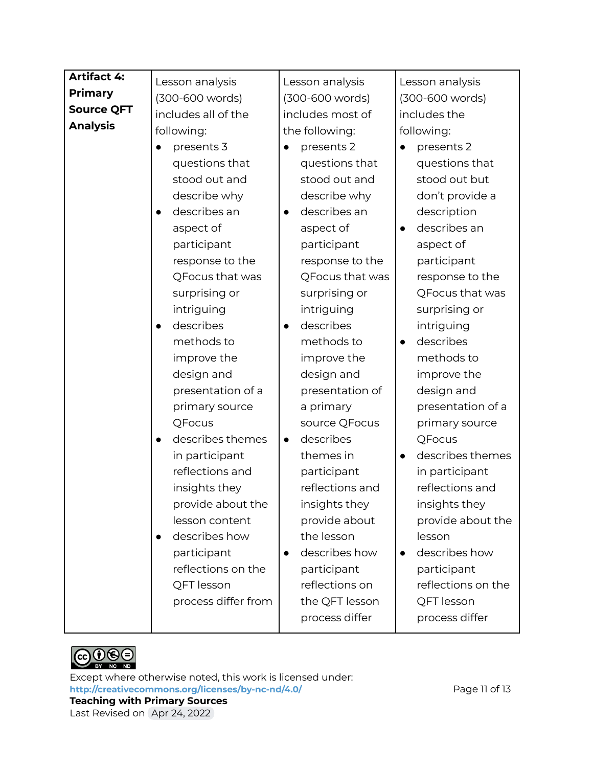| **Artifact 4: Primary Source QFT Analysis** | Lesson analysis (300-600 words) includes all of the following:<br>• presents 3 questions that stood out and describe why<br>• describes an aspect of participant response to the QFocus that was surprising or intriguing<br>• describes methods to improve the design and presentation of a primary source QFocus<br>• describes themes in participant reflections and insights they provide about the lesson content<br>• describes how participant reflections on the QFT lesson process differ from | Lesson analysis (300-600 words) includes most of the following:<br>• presents 2 questions that stood out and describe why<br>• describes an aspect of participant response to the QFocus that was surprising or intriguing<br>• describes methods to improve the design and presentation of a primary source QFocus<br>• describes themes in participant reflections and insights they provide about the lesson<br>• describes how participant reflections on the QFT lesson process differ | Lesson analysis (300-600 words) includes the following:<br>• presents 2 questions that stood out but don't provide a description<br>• describes an aspect of participant response to the QFocus that was surprising or intriguing<br>• describes methods to improve the design and presentation of a primary source QFocus<br>• describes themes in participant reflections and insights they provide about the lesson<br>• describes how participant reflections on the QFT lesson process differ |
|---|---|---|---|

Except where otherwise noted, this work is licensed under:
http://creativecommons.org/licenses/by-nc-nd/4.0/
**Teaching with Primary Sources**
Last Revised on Apr 24, 2022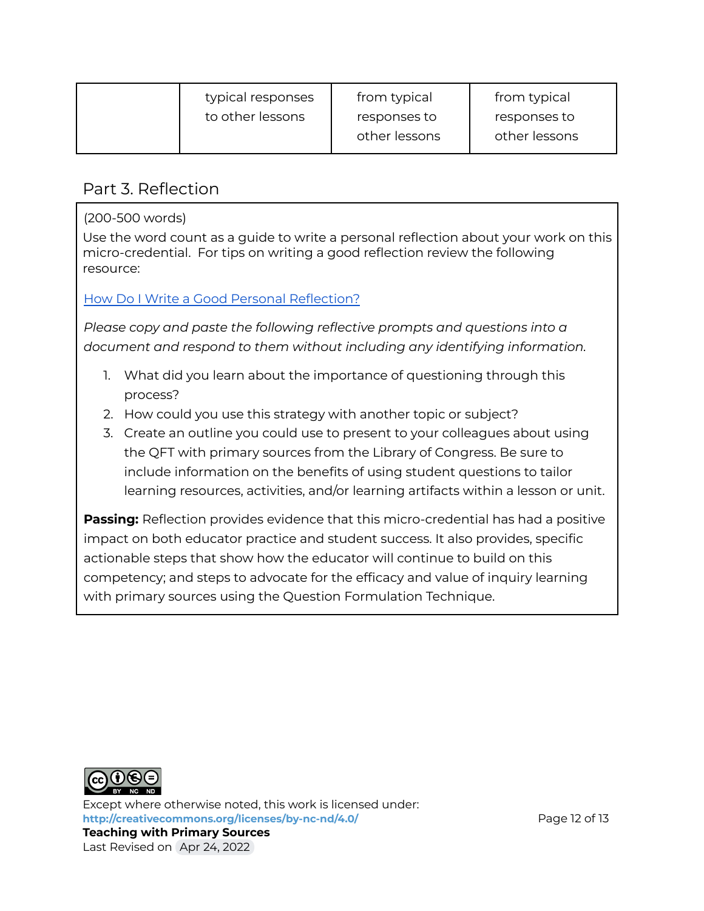| | typical responses to other lessons | from typical responses to other lessons | from typical responses to other lessons |
|---|---|---|---|

## Part 3. Reflection

(200-500 words)

Use the word count as a guide to write a personal reflection about your work on this micro-credential. For tips on writing a good reflection review the following resource:

How Do I Write a Good Personal Reflection?

*Please copy and paste the following reflective prompts and questions into a document and respond to them without including any identifying information.*

1. What did you learn about the importance of questioning through this process?
2. How could you use this strategy with another topic or subject?
3. Create an outline you could use to present to your colleagues about using the QFT with primary sources from the Library of Congress. Be sure to include information on the benefits of using student questions to tailor learning resources, activities, and/or learning artifacts within a lesson or unit.

**Passing:** Reflection provides evidence that this micro-credential has had a positive impact on both educator practice and student success. It also provides, specific actionable steps that show how the educator will continue to build on this competency; and steps to advocate for the efficacy and value of inquiry learning with primary sources using the Question Formulation Technique.

Except where otherwise noted, this work is licensed under:
**http://creativecommons.org/licenses/by-nc-nd/4.0/**
**Teaching with Primary Sources**
Last Revised on Apr 24, 2022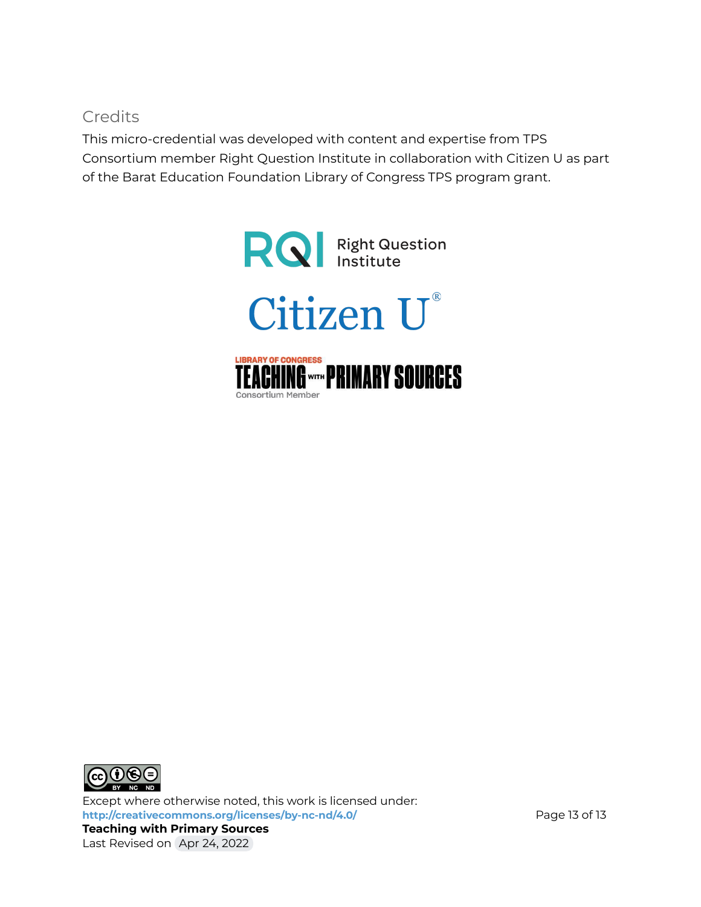## Credits

This micro-credential was developed with content and expertise from TPS Consortium member Right Question Institute in collaboration with Citizen U as part of the Barat Education Foundation Library of Congress TPS program grant.

Except where otherwise noted, this work is licensed under:
**http://creativecommons.org/licenses/by-nc-nd/4.0/**
**Teaching with Primary Sources**
Last Revised on Apr 24, 2022